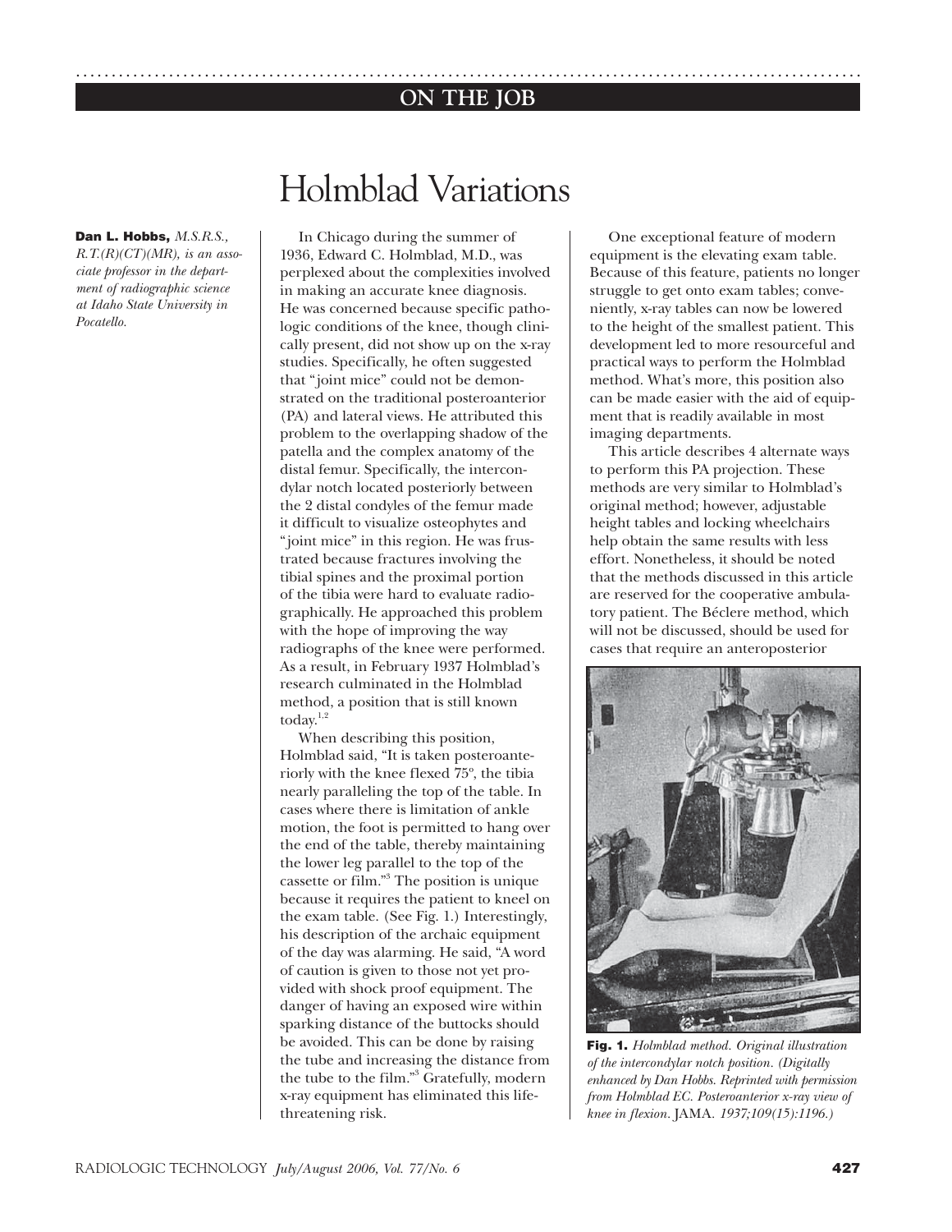ON THE JOB

# Holmblad Variations

**Dan L. Hobbs,** *M.S.R.S., R.T.(R)(CT)(MR), is an associate professor in the department of radiographic science at Idaho State University in Pocatello.*

In Chicago during the summer of 1936, Edward C. Holmblad, M.D., was perplexed about the complexities involved in making an accurate knee diagnosis. He was concerned because specific pathologic conditions of the knee, though clinically present, did not show up on the x-ray studies. Specifically, he often suggested that "joint mice" could not be demonstrated on the traditional posteroanterior (PA) and lateral views. He attributed this problem to the overlapping shadow of the patella and the complex anatomy of the distal femur. Specifically, the intercondylar notch located posteriorly between the 2 distal condyles of the femur made it difficult to visualize osteophytes and "joint mice" in this region. He was frustrated because fractures involving the tibial spines and the proximal portion of the tibia were hard to evaluate radiographically. He approached this problem with the hope of improving the way radiographs of the knee were performed. As a result, in February 1937 Holmblad's research culminated in the Holmblad method, a position that is still known today.[1,2]

When describing this position, Holmblad said, "It is taken posteroanteriorly with the knee flexed 75°, the tibia nearly paralleling the top of the table. In cases where there is limitation of ankle motion, the foot is permitted to hang over the end of the table, thereby maintaining the lower leg parallel to the top of the cassette or film."[3] The position is unique because it requires the patient to kneel on the exam table. (See Fig. 1.) Interestingly, his description of the archaic equipment of the day was alarming. He said, "A word of caution is given to those not yet provided with shock proof equipment. The danger of having an exposed wire within sparking distance of the buttocks should be avoided. This can be done by raising the tube and increasing the distance from the tube to the film."[3] Gratefully, modern x-ray equipment has eliminated this life-threatening risk.

One exceptional feature of modern equipment is the elevating exam table. Because of this feature, patients no longer struggle to get onto exam tables; conveniently, x-ray tables can now be lowered to the height of the smallest patient. This development led to more resourceful and practical ways to perform the Holmblad method. What's more, this position also can be made easier with the aid of equipment that is readily available in most imaging departments.

This article describes 4 alternate ways to perform this PA projection. These methods are very similar to Holmblad's original method; however, adjustable height tables and locking wheelchairs help obtain the same results with less effort. Nonetheless, it should be noted that the methods discussed in this article are reserved for the cooperative ambulatory patient. The Béclere method, which will not be discussed, should be used for cases that require an anteroposterior

**Fig. 1.** *Holmblad method. Original illustration of the intercondylar notch position. (Digitally enhanced by Dan Hobbs. Reprinted with permission from Holmblad EC. Posteroanterior x-ray view of knee in flexion.* JAMA. *1937;109(15):1196.)*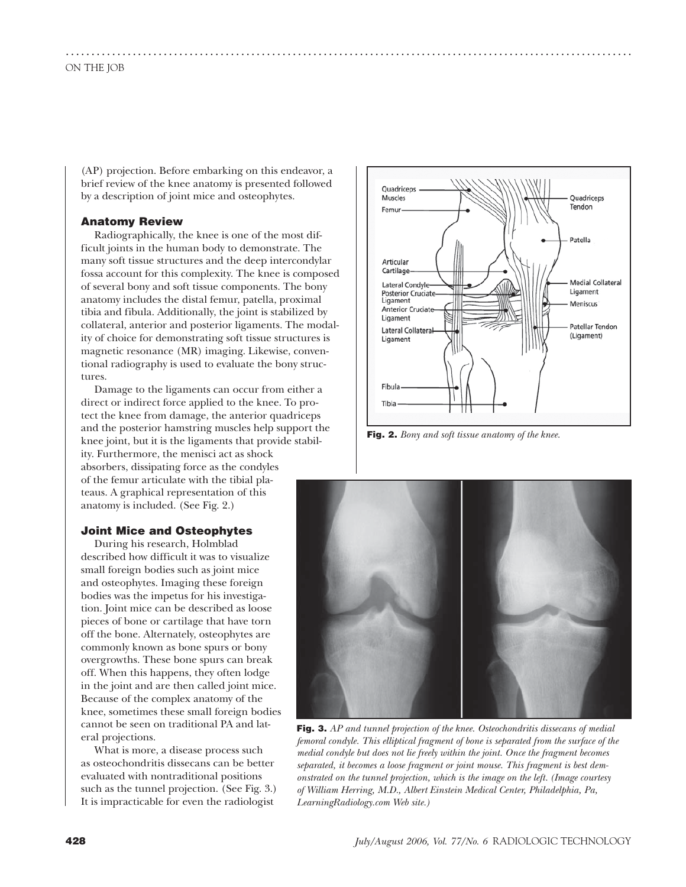(AP) projection. Before embarking on this endeavor, a brief review of the knee anatomy is presented followed by a description of joint mice and osteophytes.

### Anatomy Review

Radiographically, the knee is one of the most difficult joints in the human body to demonstrate. The many soft tissue structures and the deep intercondylar fossa account for this complexity. The knee is composed of several bony and soft tissue components. The bony anatomy includes the distal femur, patella, proximal tibia and fibula. Additionally, the joint is stabilized by collateral, anterior and posterior ligaments. The modality of choice for demonstrating soft tissue structures is magnetic resonance (MR) imaging. Likewise, conventional radiography is used to evaluate the bony structures.

Damage to the ligaments can occur from either a direct or indirect force applied to the knee. To protect the knee from damage, the anterior quadriceps and the posterior hamstring muscles help support the knee joint, but it is the ligaments that provide stability. Furthermore, the menisci act as shock absorbers, dissipating force as the condyles of the femur articulate with the tibial plateaus. A graphical representation of this anatomy is included. (See Fig. 2.)

**Fig. 2.** *Bony and soft tissue anatomy of the knee.*

### Joint Mice and Osteophytes

During his research, Holmblad described how difficult it was to visualize small foreign bodies such as joint mice and osteophytes. Imaging these foreign bodies was the impetus for his investigation. Joint mice can be described as loose pieces of bone or cartilage that have torn off the bone. Alternately, osteophytes are commonly known as bone spurs or bony overgrowths. These bone spurs can break off. When this happens, they often lodge in the joint and are then called joint mice. Because of the complex anatomy of the knee, sometimes these small foreign bodies cannot be seen on traditional PA and lateral projections.

What is more, a disease process such as osteochondritis dissecans can be better evaluated with nontraditional positions such as the tunnel projection. (See Fig. 3.) It is impracticable for even the radiologist

**Fig. 3.** *AP and tunnel projection of the knee. Osteochondritis dissecans of medial femoral condyle. This elliptical fragment of bone is separated from the surface of the medial condyle but does not lie freely within the joint. Once the fragment becomes separated, it becomes a loose fragment or joint mouse. This fragment is best demonstrated on the tunnel projection, which is the image on the left. (Image courtesy of William Herring, M.D., Albert Einstein Medical Center, Philadelphia, Pa, LearningRadiology.com Web site.)*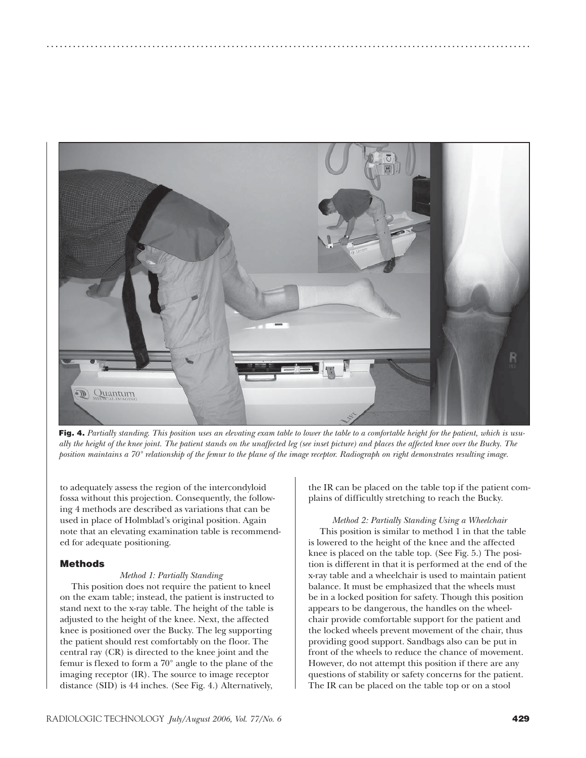**Fig. 4.** *Partially standing. This position uses an elevating exam table to lower the table to a comfortable height for the patient, which is usually the height of the knee joint. The patient stands on the unaffected leg (see inset picture) and places the affected knee over the Bucky. The position maintains a 70° relationship of the femur to the plane of the image receptor. Radiograph on right demonstrates resulting image.*

to adequately assess the region of the intercondyloid fossa without this projection. Consequently, the following 4 methods are described as variations that can be used in place of Holmblad's original position. Again note that an elevating examination table is recommended for adequate positioning.

## Methods

*Method 1: Partially Standing*

This position does not require the patient to kneel on the exam table; instead, the patient is instructed to stand next to the x-ray table. The height of the table is adjusted to the height of the knee. Next, the affected knee is positioned over the Bucky. The leg supporting the patient should rest comfortably on the floor. The central ray (CR) is directed to the knee joint and the femur is flexed to form a 70° angle to the plane of the imaging receptor (IR). The source to image receptor distance (SID) is 44 inches. (See Fig. 4.) Alternatively, the IR can be placed on the table top if the patient complains of difficultly stretching to reach the Bucky.

*Method 2: Partially Standing Using a Wheelchair*

This position is similar to method 1 in that the table is lowered to the height of the knee and the affected knee is placed on the table top. (See Fig. 5.) The position is different in that it is performed at the end of the x-ray table and a wheelchair is used to maintain patient balance. It must be emphasized that the wheels must be in a locked position for safety. Though this position appears to be dangerous, the handles on the wheelchair provide comfortable support for the patient and the locked wheels prevent movement of the chair, thus providing good support. Sandbags also can be put in front of the wheels to reduce the chance of movement. However, do not attempt this position if there are any questions of stability or safety concerns for the patient. The IR can be placed on the table top or on a stool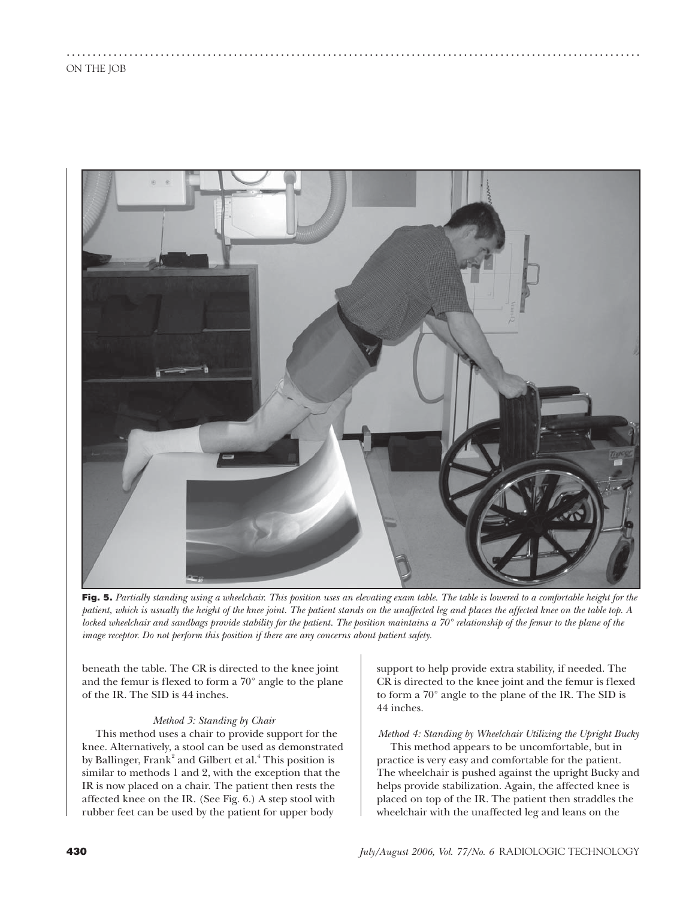**Fig. 5.** *Partially standing using a wheelchair. This position uses an elevating exam table. The table is lowered to a comfortable height for the patient, which is usually the height of the knee joint. The patient stands on the unaffected leg and places the affected knee on the table top. A locked wheelchair and sandbags provide stability for the patient. The position maintains a 70° relationship of the femur to the plane of the image receptor. Do not perform this position if there are any concerns about patient safety.*

beneath the table. The CR is directed to the knee joint and the femur is flexed to form a 70° angle to the plane of the IR. The SID is 44 inches.

*Method 3: Standing by Chair*

This method uses a chair to provide support for the knee. Alternatively, a stool can be used as demonstrated by Ballinger, Frank[2] and Gilbert et al.[4] This position is similar to methods 1 and 2, with the exception that the IR is now placed on a chair. The patient then rests the affected knee on the IR. (See Fig. 6.) A step stool with rubber feet can be used by the patient for upper body support to help provide extra stability, if needed. The CR is directed to the knee joint and the femur is flexed to form a 70° angle to the plane of the IR. The SID is 44 inches.

*Method 4: Standing by Wheelchair Utilizing the Upright Bucky*

This method appears to be uncomfortable, but in practice is very easy and comfortable for the patient. The wheelchair is pushed against the upright Bucky and helps provide stabilization. Again, the affected knee is placed on top of the IR. The patient then straddles the wheelchair with the unaffected leg and leans on the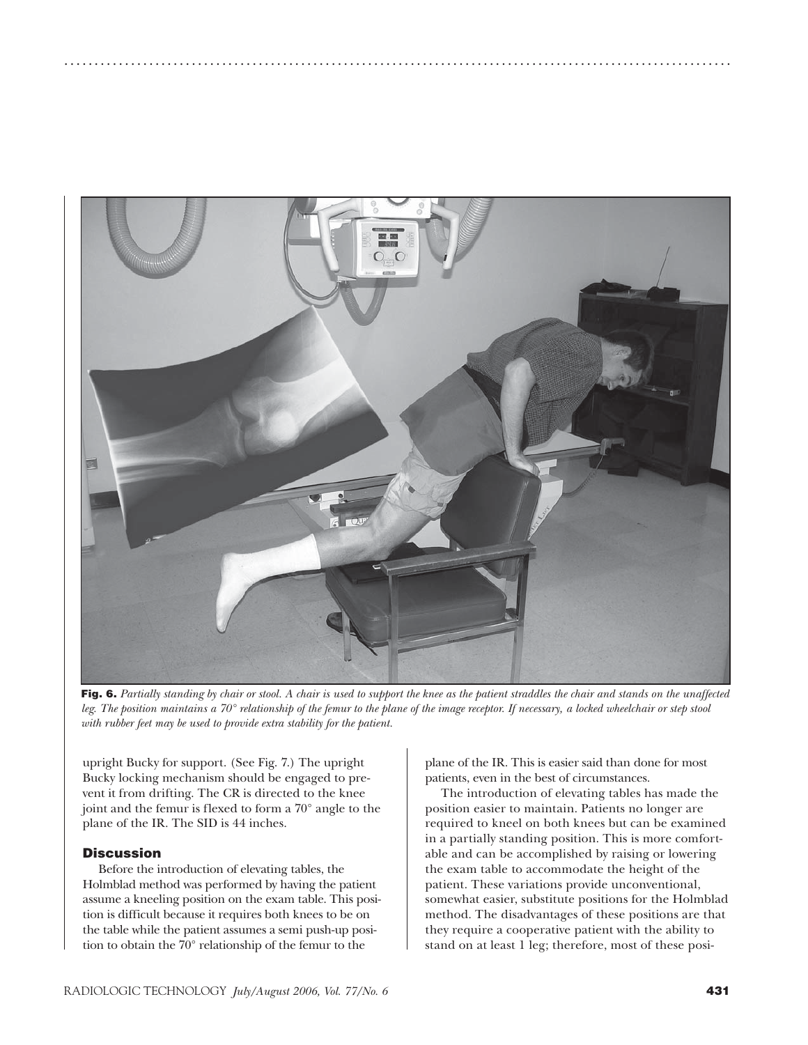**Fig. 6.** *Partially standing by chair or stool. A chair is used to support the knee as the patient straddles the chair and stands on the unaffected leg. The position maintains a 70° relationship of the femur to the plane of the image receptor. If necessary, a locked wheelchair or step stool with rubber feet may be used to provide extra stability for the patient.*

upright Bucky for support. (See Fig. 7.) The upright Bucky locking mechanism should be engaged to prevent it from drifting. The CR is directed to the knee joint and the femur is flexed to form a 70° angle to the plane of the IR. The SID is 44 inches.

### Discussion

Before the introduction of elevating tables, the Holmblad method was performed by having the patient assume a kneeling position on the exam table. This position is difficult because it requires both knees to be on the table while the patient assumes a semi push-up position to obtain the 70° relationship of the femur to the plane of the IR. This is easier said than done for most patients, even in the best of circumstances.

The introduction of elevating tables has made the position easier to maintain. Patients no longer are required to kneel on both knees but can be examined in a partially standing position. This is more comfortable and can be accomplished by raising or lowering the exam table to accommodate the height of the patient. These variations provide unconventional, somewhat easier, substitute positions for the Holmblad method. The disadvantages of these positions are that they require a cooperative patient with the ability to stand on at least 1 leg; therefore, most of these posi-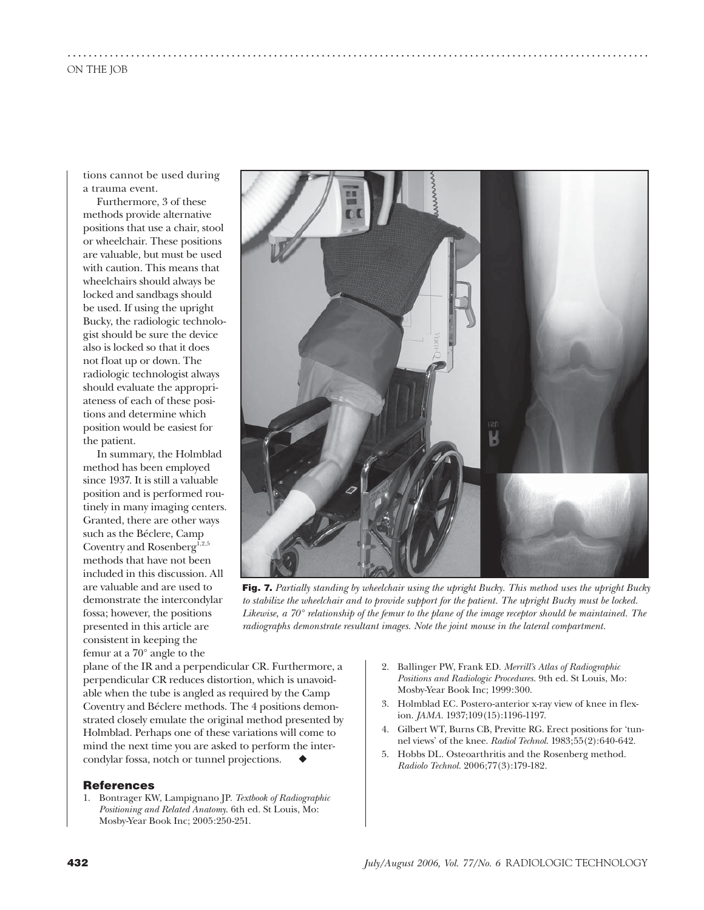tions cannot be used during a trauma event.

Furthermore, 3 of these methods provide alternative positions that use a chair, stool or wheelchair. These positions are valuable, but must be used with caution. This means that wheelchairs should always be locked and sandbags should be used. If using the upright Bucky, the radiologic technologist should be sure the device also is locked so that it does not float up or down. The radiologic technologist always should evaluate the appropriateness of each of these positions and determine which position would be easiest for the patient.

In summary, the Holmblad method has been employed since 1937. It is still a valuable position and is performed routinely in many imaging centers. Granted, there are other ways such as the Béclere, Camp Coventry and Rosenberg[1,2,5] methods that have not been included in this discussion. All are valuable and are used to demonstrate the intercondylar fossa; however, the positions presented in this article are consistent in keeping the femur at a 70° angle to the plane of the IR and a perpendicular CR. Furthermore, a perpendicular CR reduces distortion, which is unavoidable when the tube is angled as required by the Camp Coventry and Béclere methods. The 4 positions demonstrated closely emulate the original method presented by Holmblad. Perhaps one of these variations will come to mind the next time you are asked to perform the intercondylar fossa, notch or tunnel projections. ◆

**Fig. 7.** *Partially standing by wheelchair using the upright Bucky. This method uses the upright Bucky to stabilize the wheelchair and to provide support for the patient. The upright Bucky must be locked. Likewise, a 70° relationship of the femur to the plane of the image receptor should be maintained. The radiographs demonstrate resultant images. Note the joint mouse in the lateral compartment.*

## References

1. Bontrager KW, Lampignano JP. *Textbook of Radiographic Positioning and Related Anatomy.* 6th ed. St Louis, Mo: Mosby-Year Book Inc; 2005:250-251.
2. Ballinger PW, Frank ED. *Merrill's Atlas of Radiographic Positions and Radiologic Procedures.* 9th ed. St Louis, Mo: Mosby-Year Book Inc; 1999:300.
3. Holmblad EC. Postero-anterior x-ray view of knee in flexion. *JAMA.* 1937;109(15):1196-1197.
4. Gilbert WT, Burns CB, Previtte RG. Erect positions for 'tunnel views' of the knee. *Radiol Technol.* 1983;55(2):640-642.
5. Hobbs DL. Osteoarthritis and the Rosenberg method. *Radiolo Technol.* 2006;77(3):179-182.